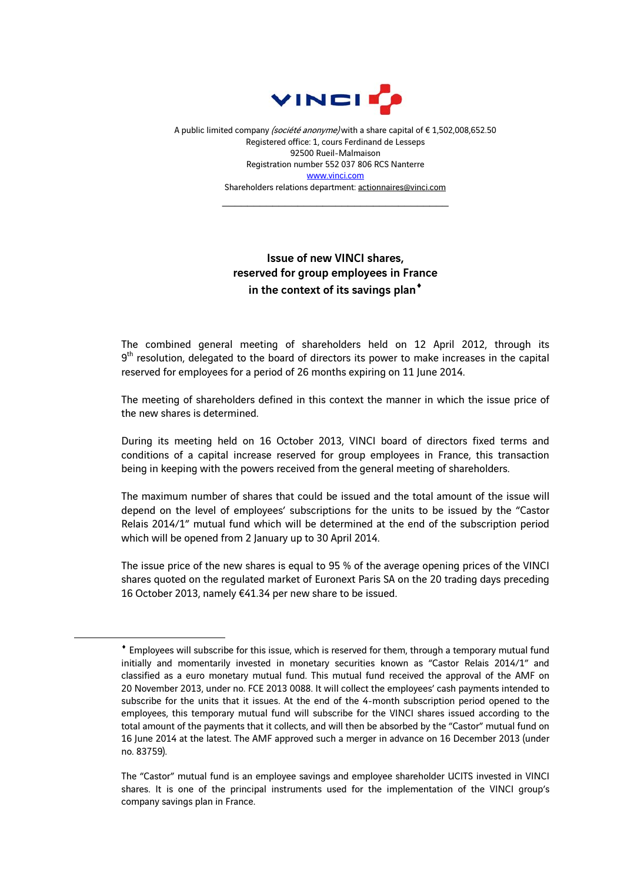A public limited company *(société anonyme)* with a share capital of € 1,502,008,652.50
Registered office: 1, cours Ferdinand de Lesseps
92500 Rueil-Malmaison
Registration number 552 037 806 RCS Nanterre
www.vinci.com
Shareholders relations department: actionnaires@vinci.com

---

# Issue of new VINCI shares, reserved for group employees in France in the context of its savings plan♦

The combined general meeting of shareholders held on 12 April 2012, through its 9th resolution, delegated to the board of directors its power to make increases in the capital reserved for employees for a period of 26 months expiring on 11 June 2014.

The meeting of shareholders defined in this context the manner in which the issue price of the new shares is determined.

During its meeting held on 16 October 2013, VINCI board of directors fixed terms and conditions of a capital increase reserved for group employees in France, this transaction being in keeping with the powers received from the general meeting of shareholders.

The maximum number of shares that could be issued and the total amount of the issue will depend on the level of employees' subscriptions for the units to be issued by the "Castor Relais 2014/1" mutual fund which will be determined at the end of the subscription period which will be opened from 2 January up to 30 April 2014.

The issue price of the new shares is equal to 95 % of the average opening prices of the VINCI shares quoted on the regulated market of Euronext Paris SA on the 20 trading days preceding 16 October 2013, namely €41.34 per new share to be issued.

---

♦ Employees will subscribe for this issue, which is reserved for them, through a temporary mutual fund initially and momentarily invested in monetary securities known as "Castor Relais 2014/1" and classified as a euro monetary mutual fund. This mutual fund received the approval of the AMF on 20 November 2013, under no. FCE 2013 0088. It will collect the employees' cash payments intended to subscribe for the units that it issues. At the end of the 4-month subscription period opened to the employees, this temporary mutual fund will subscribe for the VINCI shares issued according to the total amount of the payments that it collects, and will then be absorbed by the "Castor" mutual fund on 16 June 2014 at the latest. The AMF approved such a merger in advance on 16 December 2013 (under no. 83759).

The "Castor" mutual fund is an employee savings and employee shareholder UCITS invested in VINCI shares. It is one of the principal instruments used for the implementation of the VINCI group's company savings plan in France.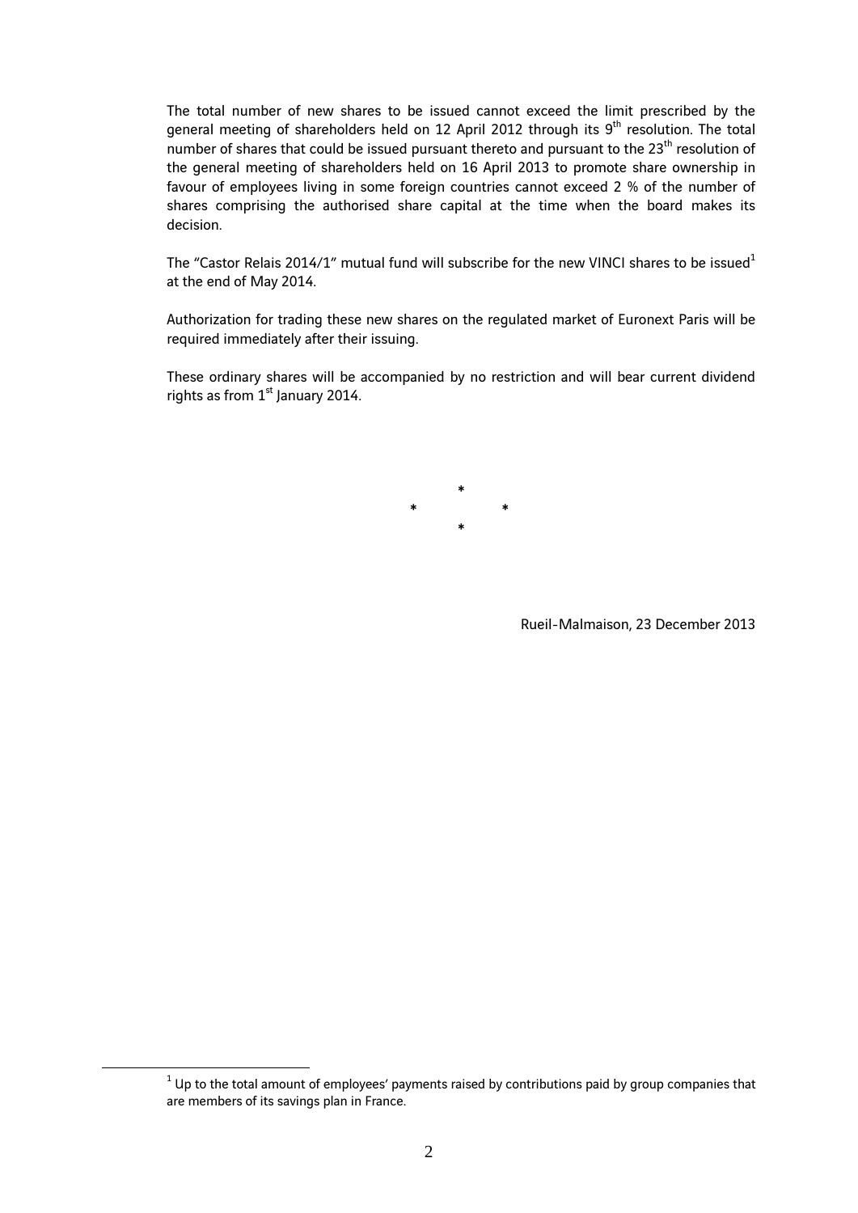The total number of new shares to be issued cannot exceed the limit prescribed by the general meeting of shareholders held on 12 April 2012 through its 9th resolution. The total number of shares that could be issued pursuant thereto and pursuant to the 23rd resolution of the general meeting of shareholders held on 16 April 2013 to promote share ownership in favour of employees living in some foreign countries cannot exceed 2 % of the number of shares comprising the authorised share capital at the time when the board makes its decision.

The "Castor Relais 2014/1" mutual fund will subscribe for the new VINCI shares to be issued[1] at the end of May 2014.

Authorization for trading these new shares on the regulated market of Euronext Paris will be required immediately after their issuing.

These ordinary shares will be accompanied by no restriction and will bear current dividend rights as from 1st January 2014.

*

\*  *

*

Rueil-Malmaison, 23 December 2013

---

[1] Up to the total amount of employees' payments raised by contributions paid by group companies that are members of its savings plan in France.